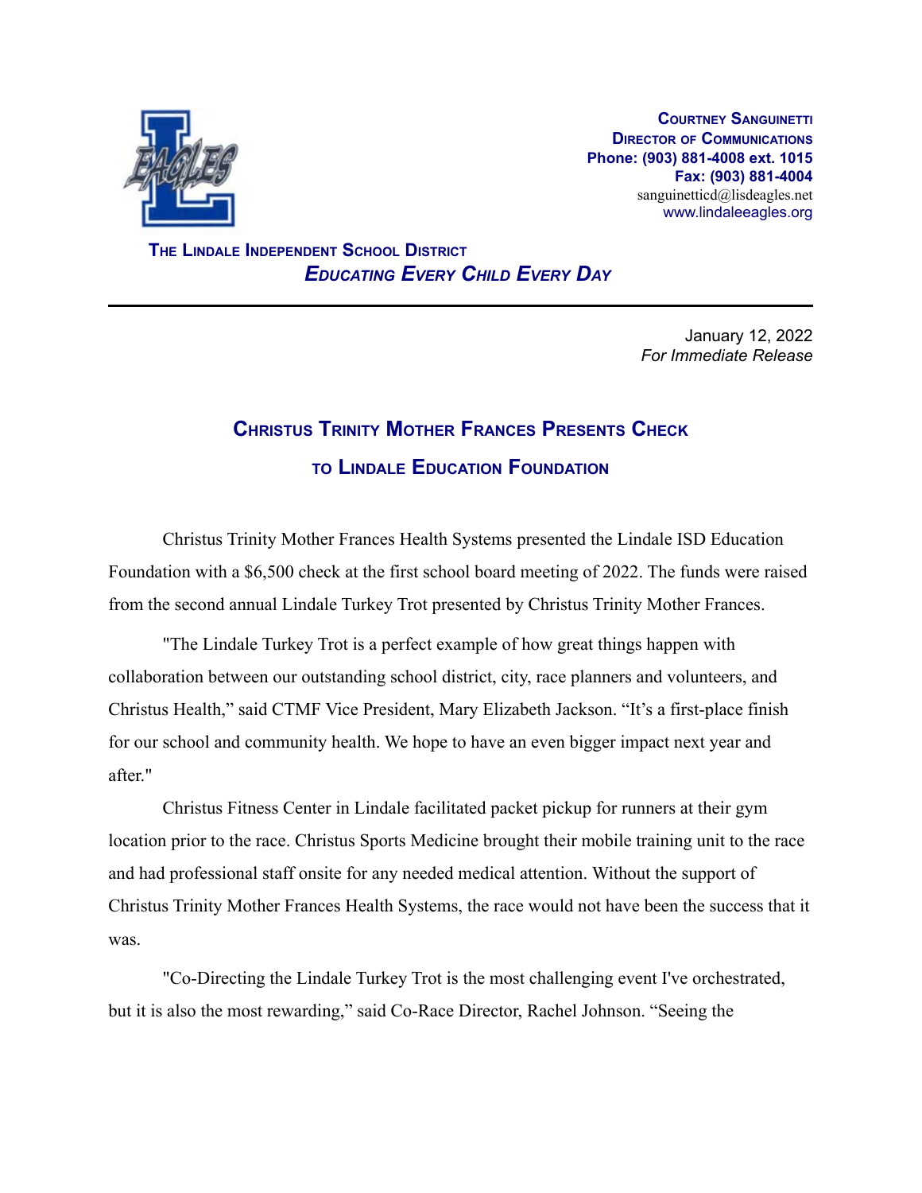**Courtney Sanguinetti**
**Director of Communications**
**Phone: (903) 881-4008 ext. 1015**
**Fax: (903) 881-4004**
sanguinetticd@lisdeagles.net
www.lindaleeagles.org

**The Lindale Independent School District**
***Educating Every Child Every Day***

---

January 12, 2022
*For Immediate Release*

# Christus Trinity Mother Frances Presents Check to Lindale Education Foundation

Christus Trinity Mother Frances Health Systems presented the Lindale ISD Education Foundation with a $6,500 check at the first school board meeting of 2022. The funds were raised from the second annual Lindale Turkey Trot presented by Christus Trinity Mother Frances.

"The Lindale Turkey Trot is a perfect example of how great things happen with collaboration between our outstanding school district, city, race planners and volunteers, and Christus Health," said CTMF Vice President, Mary Elizabeth Jackson. "It's a first-place finish for our school and community health. We hope to have an even bigger impact next year and after."

Christus Fitness Center in Lindale facilitated packet pickup for runners at their gym location prior to the race. Christus Sports Medicine brought their mobile training unit to the race and had professional staff onsite for any needed medical attention. Without the support of Christus Trinity Mother Frances Health Systems, the race would not have been the success that it was.

"Co-Directing the Lindale Turkey Trot is the most challenging event I've orchestrated, but it is also the most rewarding," said Co-Race Director, Rachel Johnson. "Seeing the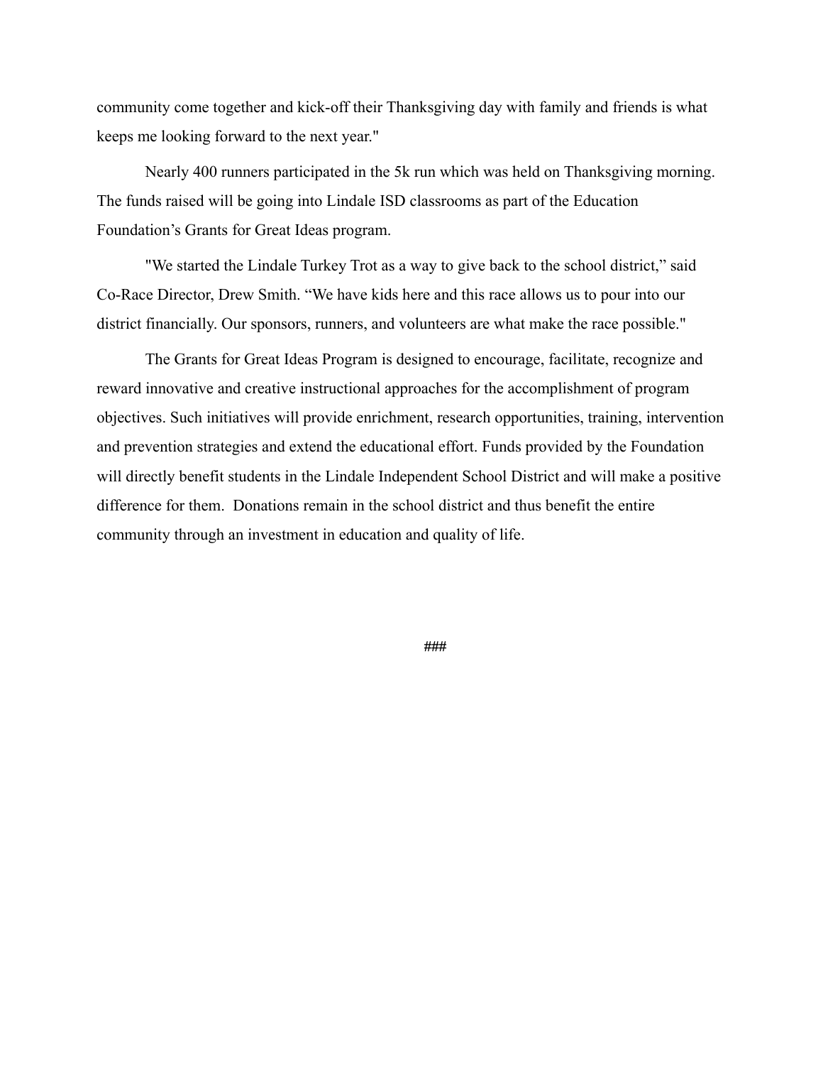community come together and kick-off their Thanksgiving day with family and friends is what keeps me looking forward to the next year."

Nearly 400 runners participated in the 5k run which was held on Thanksgiving morning. The funds raised will be going into Lindale ISD classrooms as part of the Education Foundation's Grants for Great Ideas program.

"We started the Lindale Turkey Trot as a way to give back to the school district," said Co-Race Director, Drew Smith. "We have kids here and this race allows us to pour into our district financially. Our sponsors, runners, and volunteers are what make the race possible."

The Grants for Great Ideas Program is designed to encourage, facilitate, recognize and reward innovative and creative instructional approaches for the accomplishment of program objectives. Such initiatives will provide enrichment, research opportunities, training, intervention and prevention strategies and extend the educational effort. Funds provided by the Foundation will directly benefit students in the Lindale Independent School District and will make a positive difference for them. Donations remain in the school district and thus benefit the entire community through an investment in education and quality of life.

###